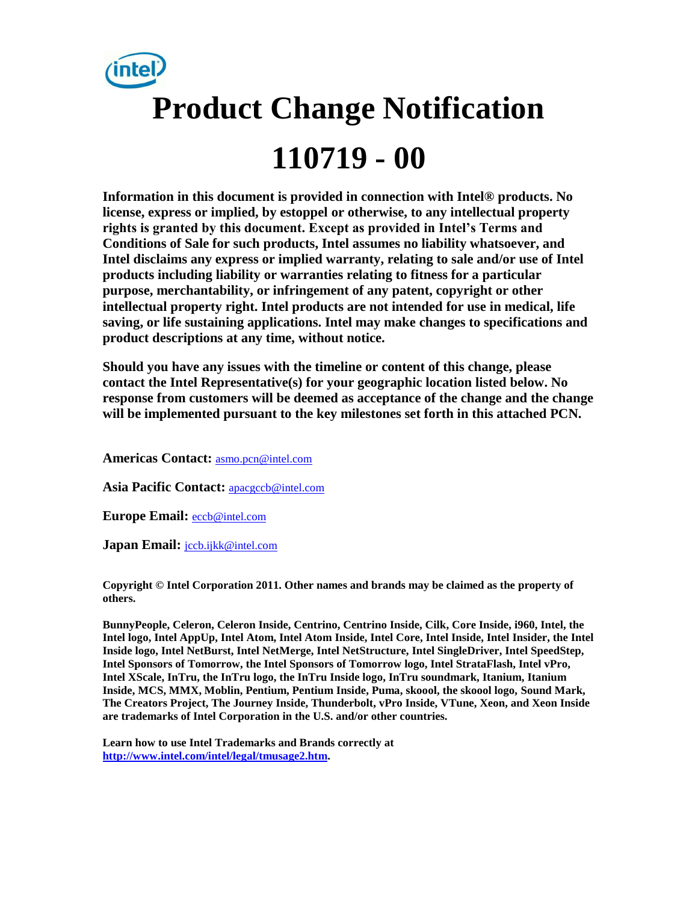# Product Change Notification

# 110719 - 00

**Information in this document is provided in connection with Intel® products. No license, express or implied, by estoppel or otherwise, to any intellectual property rights is granted by this document. Except as provided in Intel's Terms and Conditions of Sale for such products, Intel assumes no liability whatsoever, and Intel disclaims any express or implied warranty, relating to sale and/or use of Intel products including liability or warranties relating to fitness for a particular purpose, merchantability, or infringement of any patent, copyright or other intellectual property right. Intel products are not intended for use in medical, life saving, or life sustaining applications. Intel may make changes to specifications and product descriptions at any time, without notice.**

**Should you have any issues with the timeline or content of this change, please contact the Intel Representative(s) for your geographic location listed below. No response from customers will be deemed as acceptance of the change and the change will be implemented pursuant to the key milestones set forth in this attached PCN.**

**Americas Contact:** asmo.pcn@intel.com

**Asia Pacific Contact:** apacgccb@intel.com

**Europe Email:** eccb@intel.com

**Japan Email:** jccb.ijkk@intel.com

**Copyright © Intel Corporation 2011. Other names and brands may be claimed as the property of others.**

**BunnyPeople, Celeron, Celeron Inside, Centrino, Centrino Inside, Cilk, Core Inside, i960, Intel, the Intel logo, Intel AppUp, Intel Atom, Intel Atom Inside, Intel Core, Intel Inside, Intel Insider, the Intel Inside logo, Intel NetBurst, Intel NetMerge, Intel NetStructure, Intel SingleDriver, Intel SpeedStep, Intel Sponsors of Tomorrow, the Intel Sponsors of Tomorrow logo, Intel StrataFlash, Intel vPro, Intel XScale, InTru, the InTru logo, the InTru Inside logo, InTru soundmark, Itanium, Itanium Inside, MCS, MMX, Moblin, Pentium, Pentium Inside, Puma, skoool, the skoool logo, Sound Mark, The Creators Project, The Journey Inside, Thunderbolt, vPro Inside, VTune, Xeon, and Xeon Inside are trademarks of Intel Corporation in the U.S. and/or other countries.**

**Learn how to use Intel Trademarks and Brands correctly at http://www.intel.com/intel/legal/tmusage2.htm.**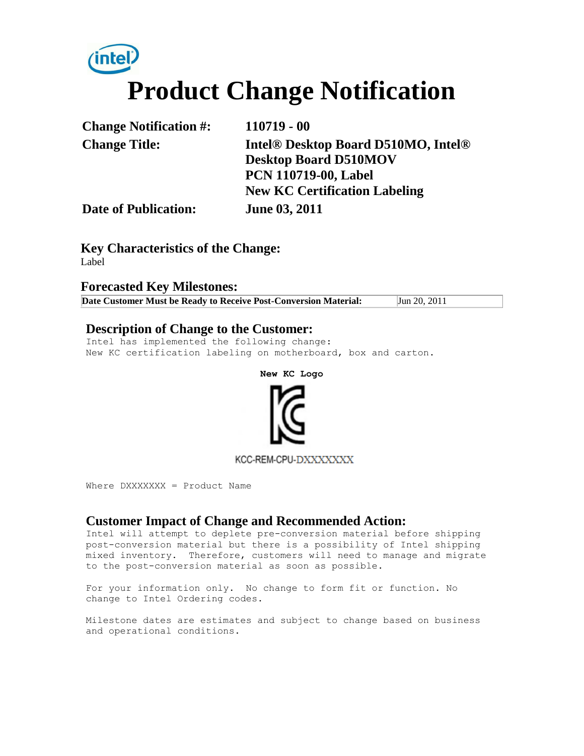# Product Change Notification

| | |
|---|---|
| **Change Notification #:** | **110719 - 00** |
| **Change Title:** | **Intel® Desktop Board D510MO, Intel® Desktop Board D510MOV PCN 110719-00, Label New KC Certification Labeling** |
| **Date of Publication:** | **June 03, 2011** |

## Key Characteristics of the Change:

Label

## Forecasted Key Milestones:

| **Date Customer Must be Ready to Receive Post-Conversion Material:** | Jun 20, 2011 |
|---|---|

## Description of Change to the Customer:

Intel has implemented the following change:
New KC certification labeling on motherboard, box and carton.

**New KC Logo**

KCC-REM-CPU-DXXXXXXX

Where DXXXXXXX = Product Name

## Customer Impact of Change and Recommended Action:

Intel will attempt to deplete pre-conversion material before shipping post-conversion material but there is a possibility of Intel shipping mixed inventory. Therefore, customers will need to manage and migrate to the post-conversion material as soon as possible.

For your information only. No change to form fit or function. No change to Intel Ordering codes.

Milestone dates are estimates and subject to change based on business and operational conditions.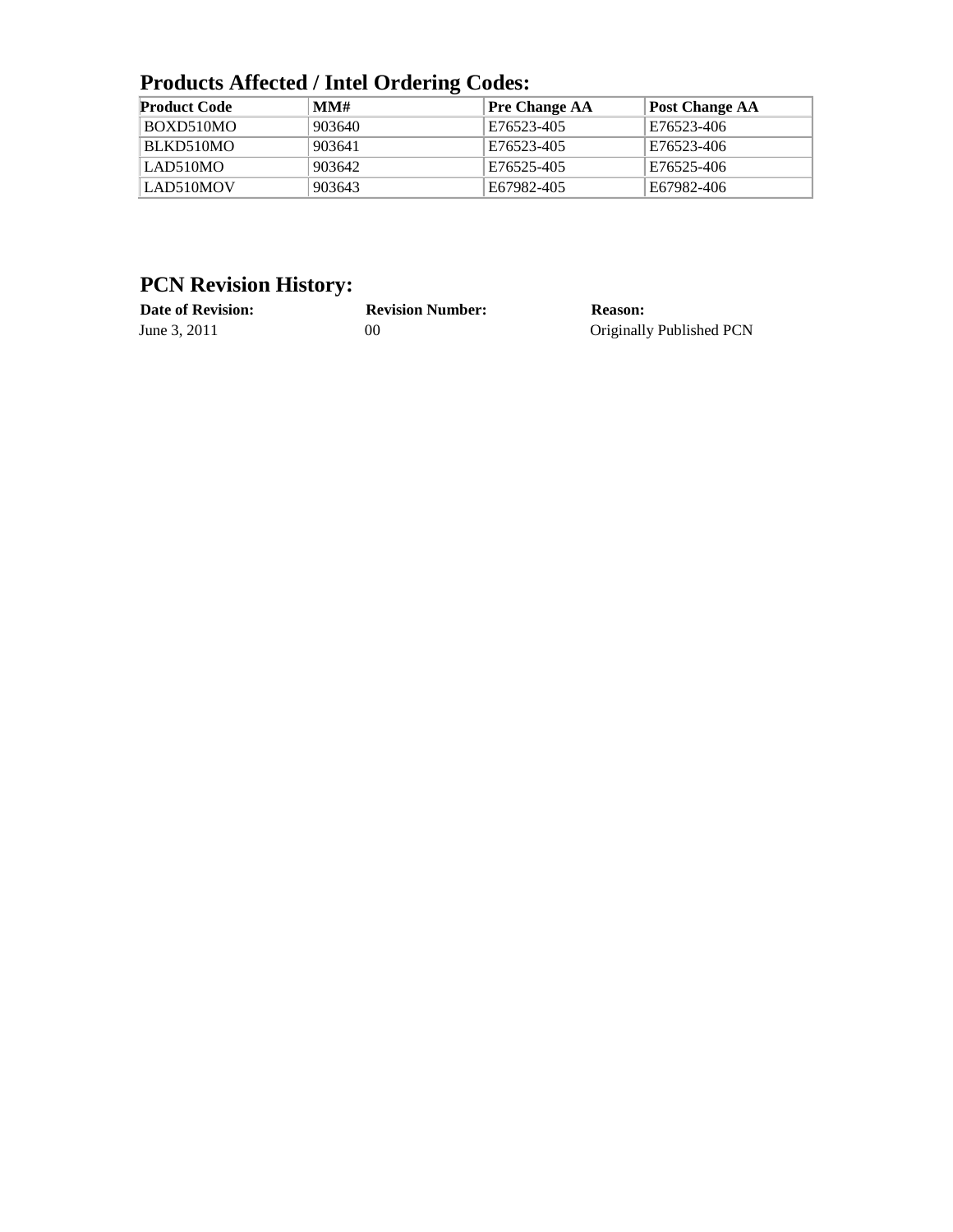## Products Affected / Intel Ordering Codes:

| Product Code | MM# | Pre Change AA | Post Change AA |
|---|---|---|---|
| BOXD510MO | 903640 | E76523-405 | E76523-406 |
| BLKD510MO | 903641 | E76523-405 | E76523-406 |
| LAD510MO | 903642 | E76525-405 | E76525-406 |
| LAD510MOV | 903643 | E67982-405 | E67982-406 |

## PCN Revision History:

| Date of Revision: | Revision Number: | Reason: |
|---|---|---|
| June 3, 2011 | 00 | Originally Published PCN |